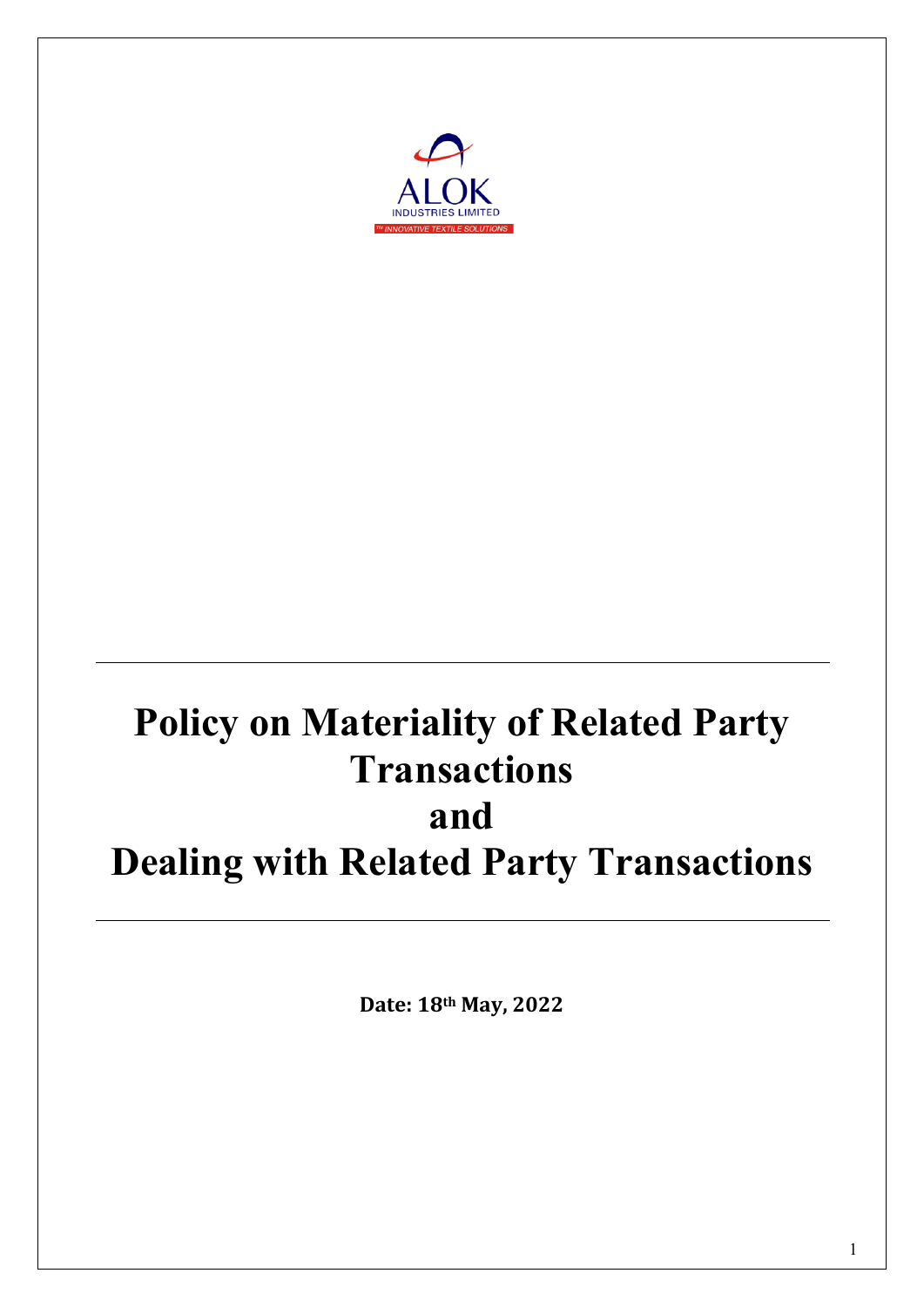ALOK

INDUSTRIES LIMITED

INNOVATIVE TEXTILE SOLUTIONS

# Policy on Materiality of Related Party Transactions and Dealing with Related Party Transactions

**Date: 18th May, 2022**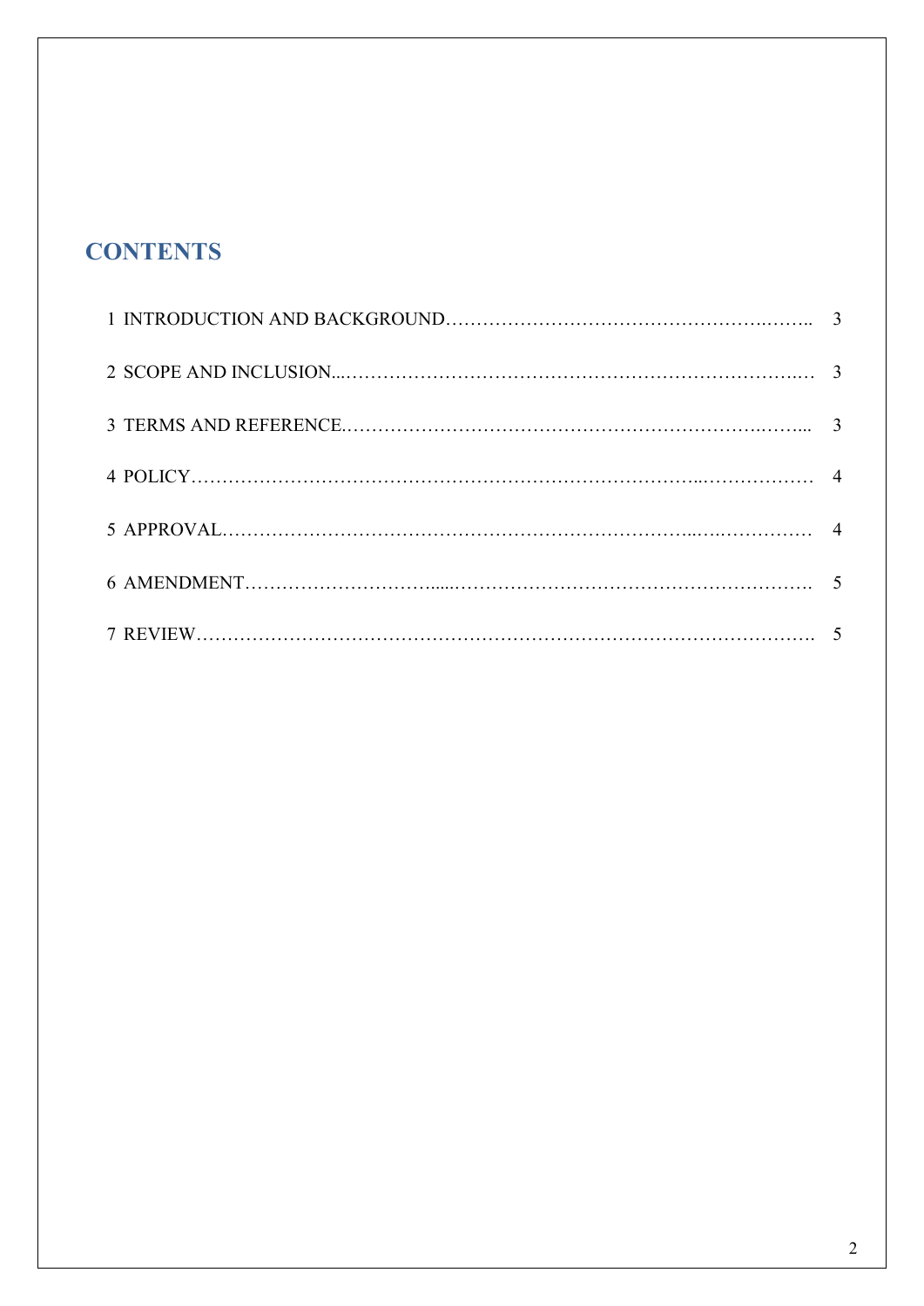# CONTENTS

| | |
|---|---|
| 1 INTRODUCTION AND BACKGROUND | 3 |
| 2 SCOPE AND INCLUSION | 3 |
| 3 TERMS AND REFERENCE | 3 |
| 4 POLICY | 4 |
| 5 APPROVAL | 4 |
| 6 AMENDMENT | 5 |
| 7 REVIEW | 5 |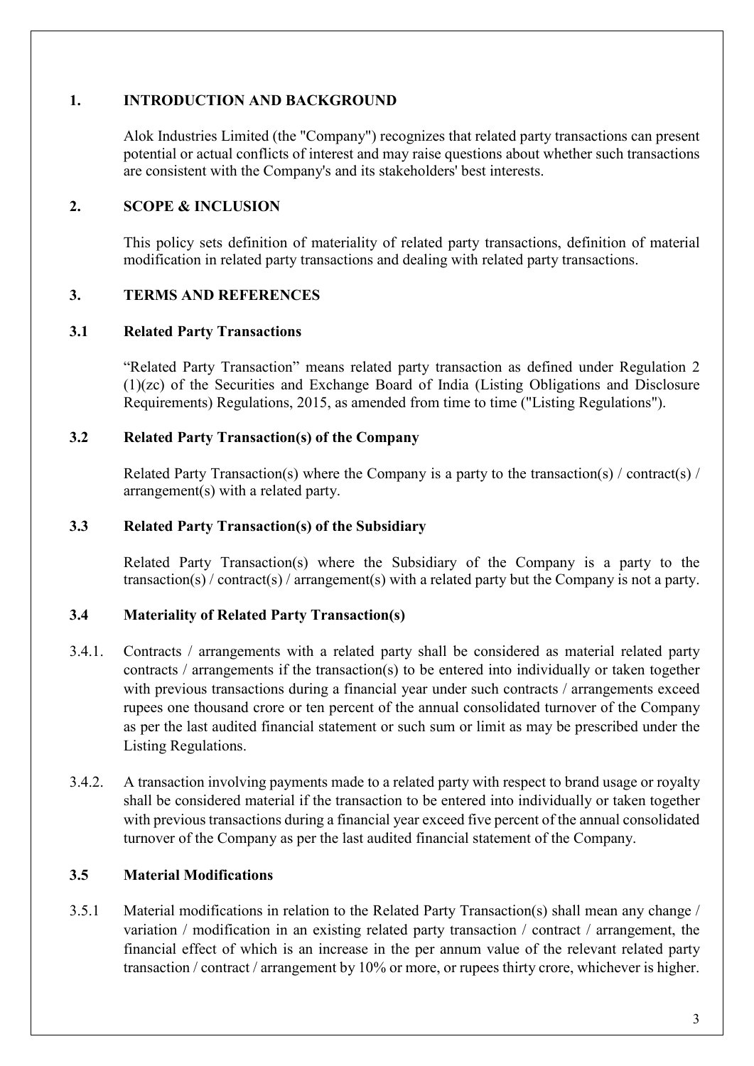## 1. INTRODUCTION AND BACKGROUND

Alok Industries Limited (the "Company") recognizes that related party transactions can present potential or actual conflicts of interest and may raise questions about whether such transactions are consistent with the Company's and its stakeholders' best interests.

## 2. SCOPE & INCLUSION

This policy sets definition of materiality of related party transactions, definition of material modification in related party transactions and dealing with related party transactions.

## 3. TERMS AND REFERENCES

### 3.1 Related Party Transactions

"Related Party Transaction" means related party transaction as defined under Regulation 2 (1)(zc) of the Securities and Exchange Board of India (Listing Obligations and Disclosure Requirements) Regulations, 2015, as amended from time to time ("Listing Regulations").

### 3.2 Related Party Transaction(s) of the Company

Related Party Transaction(s) where the Company is a party to the transaction(s) / contract(s) / arrangement(s) with a related party.

### 3.3 Related Party Transaction(s) of the Subsidiary

Related Party Transaction(s) where the Subsidiary of the Company is a party to the transaction(s) / contract(s) / arrangement(s) with a related party but the Company is not a party.

### 3.4 Materiality of Related Party Transaction(s)

3.4.1. Contracts / arrangements with a related party shall be considered as material related party contracts / arrangements if the transaction(s) to be entered into individually or taken together with previous transactions during a financial year under such contracts / arrangements exceed rupees one thousand crore or ten percent of the annual consolidated turnover of the Company as per the last audited financial statement or such sum or limit as may be prescribed under the Listing Regulations.

3.4.2. A transaction involving payments made to a related party with respect to brand usage or royalty shall be considered material if the transaction to be entered into individually or taken together with previous transactions during a financial year exceed five percent of the annual consolidated turnover of the Company as per the last audited financial statement of the Company.

### 3.5 Material Modifications

3.5.1 Material modifications in relation to the Related Party Transaction(s) shall mean any change / variation / modification in an existing related party transaction / contract / arrangement, the financial effect of which is an increase in the per annum value of the relevant related party transaction / contract / arrangement by 10% or more, or rupees thirty crore, whichever is higher.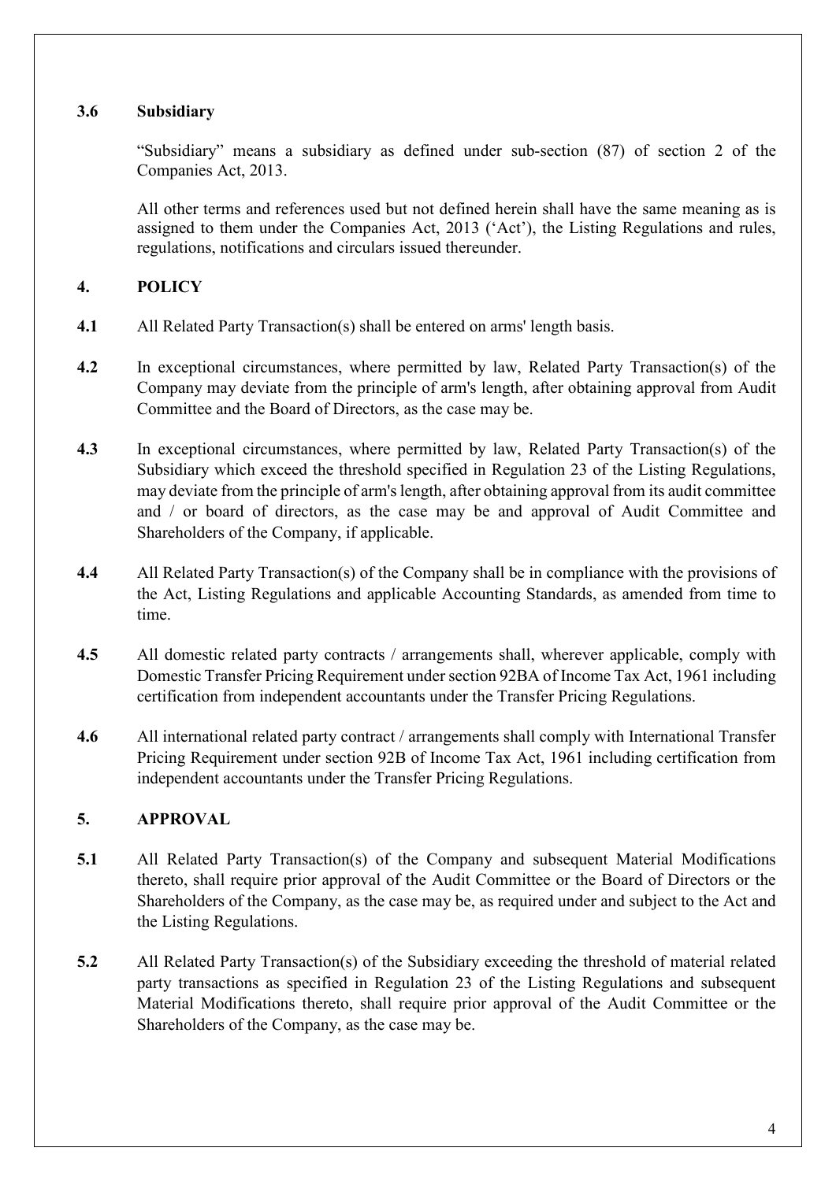### 3.6 Subsidiary

"Subsidiary" means a subsidiary as defined under sub-section (87) of section 2 of the Companies Act, 2013.

All other terms and references used but not defined herein shall have the same meaning as is assigned to them under the Companies Act, 2013 ('Act'), the Listing Regulations and rules, regulations, notifications and circulars issued thereunder.

## 4. POLICY

**4.1** All Related Party Transaction(s) shall be entered on arms' length basis.

**4.2** In exceptional circumstances, where permitted by law, Related Party Transaction(s) of the Company may deviate from the principle of arm's length, after obtaining approval from Audit Committee and the Board of Directors, as the case may be.

**4.3** In exceptional circumstances, where permitted by law, Related Party Transaction(s) of the Subsidiary which exceed the threshold specified in Regulation 23 of the Listing Regulations, may deviate from the principle of arm's length, after obtaining approval from its audit committee and / or board of directors, as the case may be and approval of Audit Committee and Shareholders of the Company, if applicable.

**4.4** All Related Party Transaction(s) of the Company shall be in compliance with the provisions of the Act, Listing Regulations and applicable Accounting Standards, as amended from time to time.

**4.5** All domestic related party contracts / arrangements shall, wherever applicable, comply with Domestic Transfer Pricing Requirement under section 92BA of Income Tax Act, 1961 including certification from independent accountants under the Transfer Pricing Regulations.

**4.6** All international related party contract / arrangements shall comply with International Transfer Pricing Requirement under section 92B of Income Tax Act, 1961 including certification from independent accountants under the Transfer Pricing Regulations.

## 5. APPROVAL

**5.1** All Related Party Transaction(s) of the Company and subsequent Material Modifications thereto, shall require prior approval of the Audit Committee or the Board of Directors or the Shareholders of the Company, as the case may be, as required under and subject to the Act and the Listing Regulations.

**5.2** All Related Party Transaction(s) of the Subsidiary exceeding the threshold of material related party transactions as specified in Regulation 23 of the Listing Regulations and subsequent Material Modifications thereto, shall require prior approval of the Audit Committee or the Shareholders of the Company, as the case may be.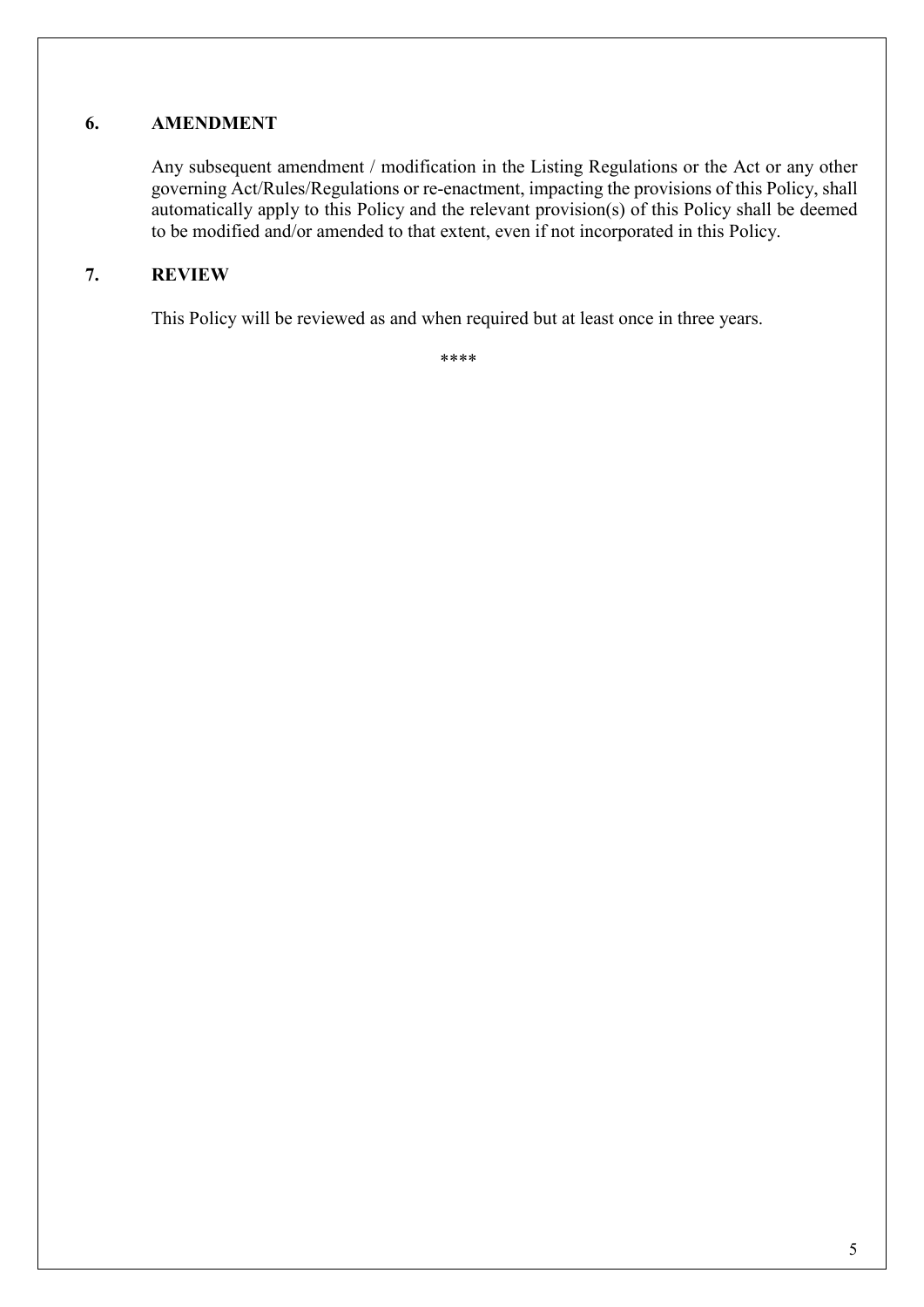## 6. AMENDMENT

Any subsequent amendment / modification in the Listing Regulations or the Act or any other governing Act/Rules/Regulations or re-enactment, impacting the provisions of this Policy, shall automatically apply to this Policy and the relevant provision(s) of this Policy shall be deemed to be modified and/or amended to that extent, even if not incorporated in this Policy.

## 7. REVIEW

This Policy will be reviewed as and when required but at least once in three years.

****